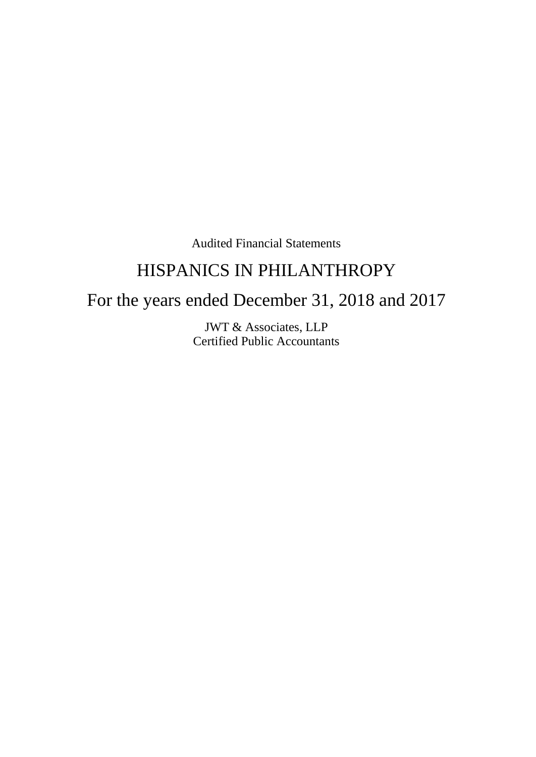Audited Financial Statements

# HISPANICS IN PHILANTHROPY

## For the years ended December 31, 2018 and 2017

JWT & Associates, LLP
Certified Public Accountants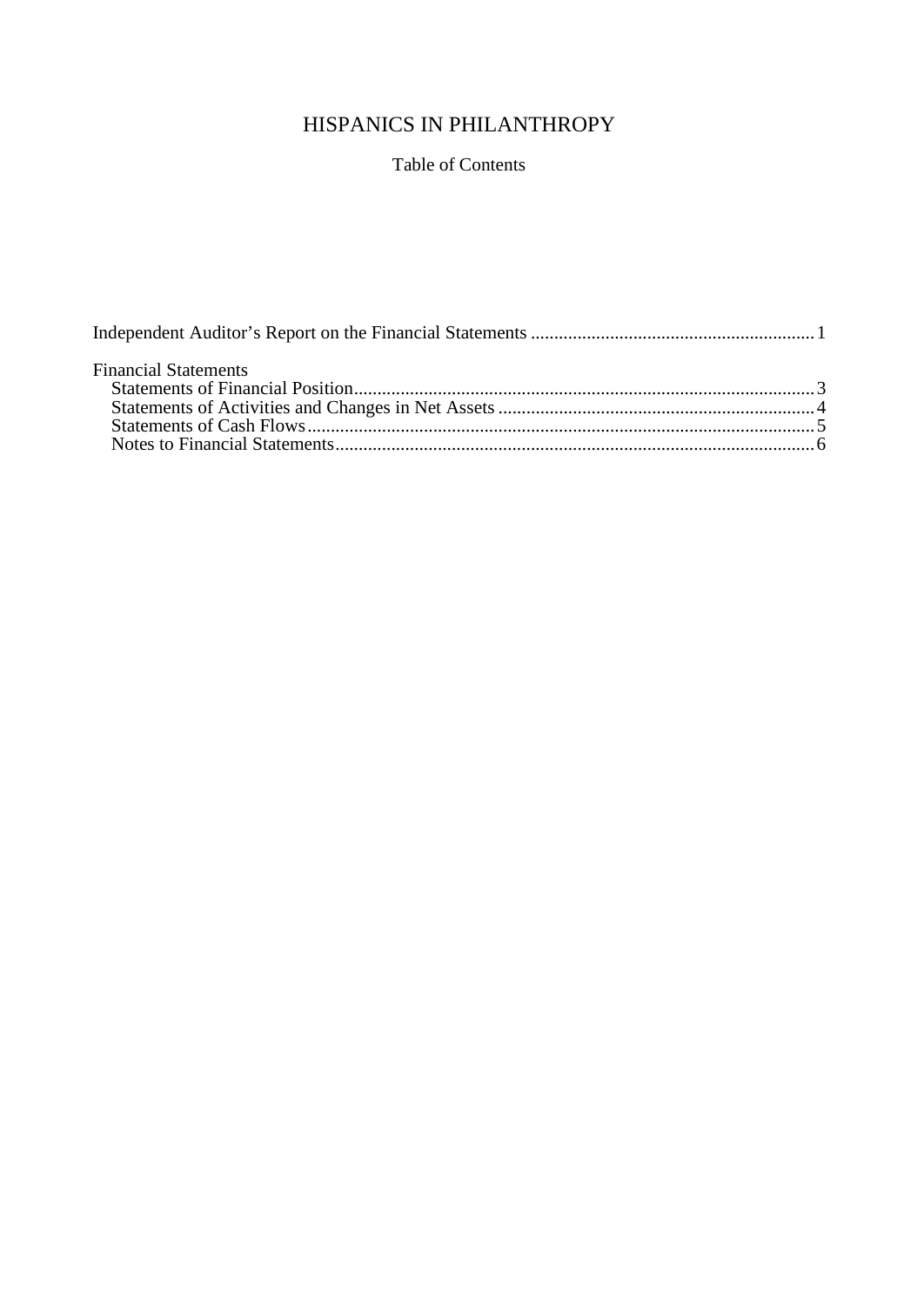# HISPANICS IN PHILANTHROPY

## Table of Contents

| | |
|---|---|
| Independent Auditor's Report on the Financial Statements | 1 |
| **Financial Statements** | |
| Statements of Financial Position | 3 |
| Statements of Activities and Changes in Net Assets | 4 |
| Statements of Cash Flows | 5 |
| Notes to Financial Statements | 6 |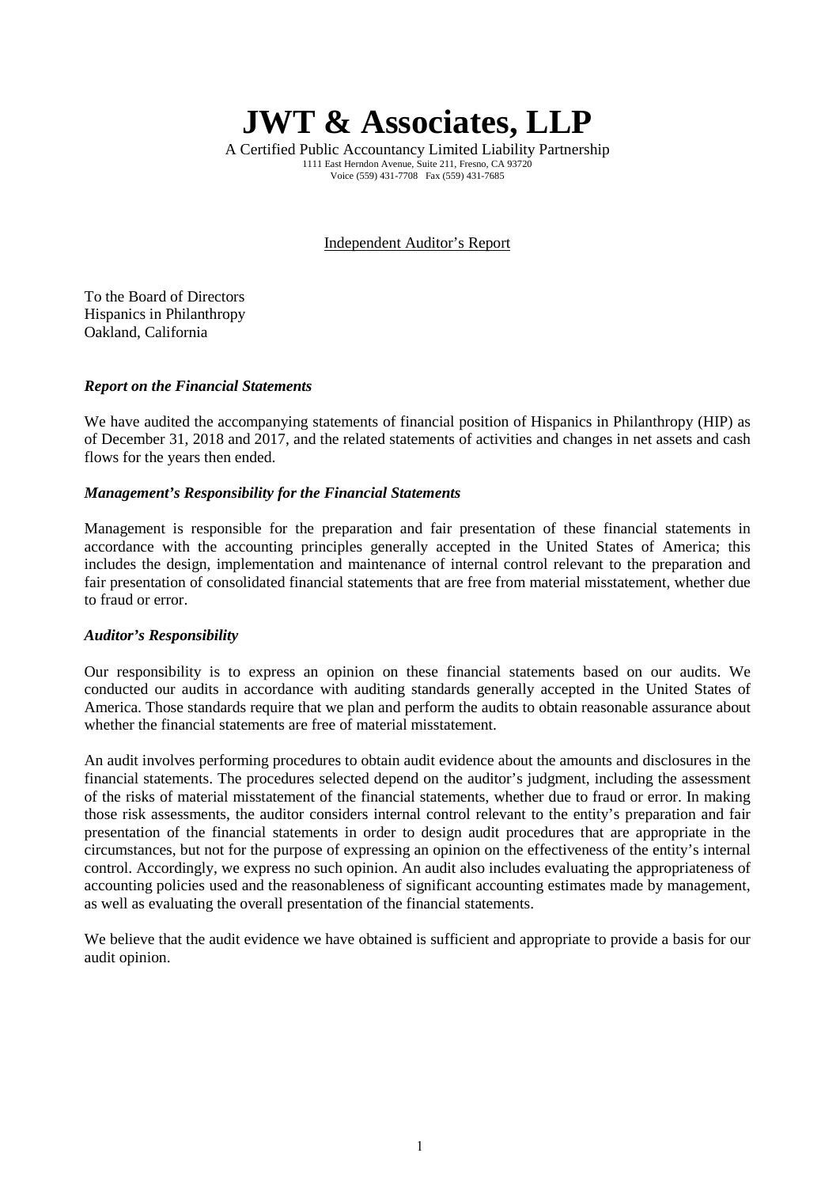# JWT & Associates, LLP

A Certified Public Accountancy Limited Liability Partnership
1111 East Herndon Avenue, Suite 211, Fresno, CA 93720
Voice (559) 431-7708 Fax (559) 431-7685

Independent Auditor's Report

To the Board of Directors
Hispanics in Philanthropy
Oakland, California

***Report on the Financial Statements***

We have audited the accompanying statements of financial position of Hispanics in Philanthropy (HIP) as of December 31, 2018 and 2017, and the related statements of activities and changes in net assets and cash flows for the years then ended.

***Management's Responsibility for the Financial Statements***

Management is responsible for the preparation and fair presentation of these financial statements in accordance with the accounting principles generally accepted in the United States of America; this includes the design, implementation and maintenance of internal control relevant to the preparation and fair presentation of consolidated financial statements that are free from material misstatement, whether due to fraud or error.

***Auditor's Responsibility***

Our responsibility is to express an opinion on these financial statements based on our audits. We conducted our audits in accordance with auditing standards generally accepted in the United States of America. Those standards require that we plan and perform the audits to obtain reasonable assurance about whether the financial statements are free of material misstatement.

An audit involves performing procedures to obtain audit evidence about the amounts and disclosures in the financial statements. The procedures selected depend on the auditor's judgment, including the assessment of the risks of material misstatement of the financial statements, whether due to fraud or error. In making those risk assessments, the auditor considers internal control relevant to the entity's preparation and fair presentation of the financial statements in order to design audit procedures that are appropriate in the circumstances, but not for the purpose of expressing an opinion on the effectiveness of the entity's internal control. Accordingly, we express no such opinion. An audit also includes evaluating the appropriateness of accounting policies used and the reasonableness of significant accounting estimates made by management, as well as evaluating the overall presentation of the financial statements.

We believe that the audit evidence we have obtained is sufficient and appropriate to provide a basis for our audit opinion.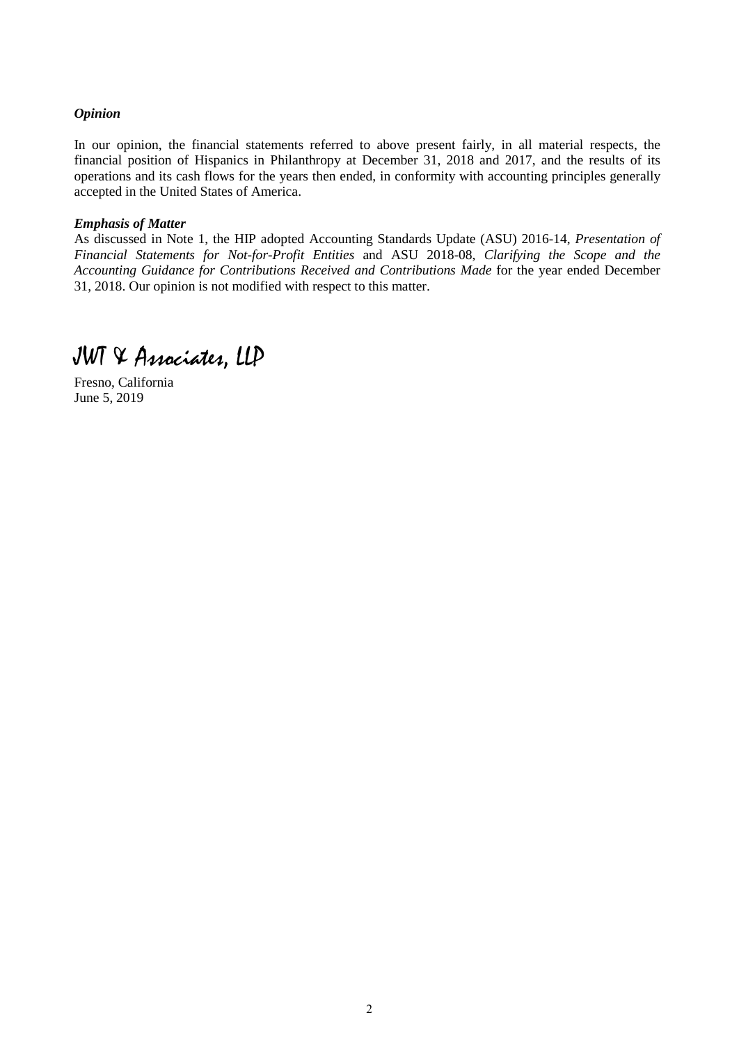***Opinion***

In our opinion, the financial statements referred to above present fairly, in all material respects, the financial position of Hispanics in Philanthropy at December 31, 2018 and 2017, and the results of its operations and its cash flows for the years then ended, in conformity with accounting principles generally accepted in the United States of America.

***Emphasis of Matter***

As discussed in Note 1, the HIP adopted Accounting Standards Update (ASU) 2016-14, *Presentation of Financial Statements for Not-for-Profit Entities* and ASU 2018-08, *Clarifying the Scope and the Accounting Guidance for Contributions Received and Contributions Made* for the year ended December 31, 2018. Our opinion is not modified with respect to this matter.

JWT & Associates, LLP

Fresno, California
June 5, 2019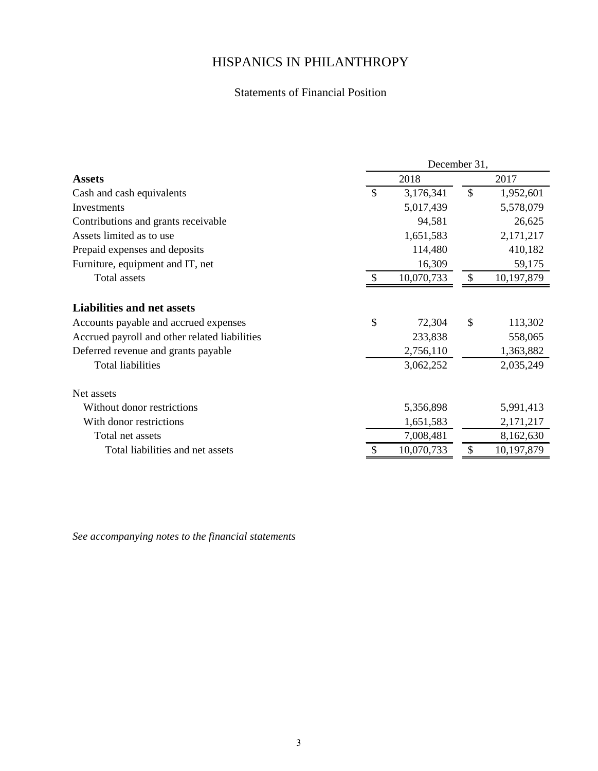# HISPANICS IN PHILANTHROPY

## Statements of Financial Position

| | December 31, | |
|---|---|---|
| **Assets** | 2018 | 2017 |
| Cash and cash equivalents | $ 3,176,341 | $ 1,952,601 |
| Investments | 5,017,439 | 5,578,079 |
| Contributions and grants receivable | 94,581 | 26,625 |
| Assets limited as to use | 1,651,583 | 2,171,217 |
| Prepaid expenses and deposits | 114,480 | 410,182 |
| Furniture, equipment and IT, net | 16,309 | 59,175 |
| Total assets | $ 10,070,733 | $ 10,197,879 |
| | | |
| **Liabilities and net assets** | | |
| Accounts payable and accrued expenses | $ 72,304 | $ 113,302 |
| Accrued payroll and other related liabilities | 233,838 | 558,065 |
| Deferred revenue and grants payable | 2,756,110 | 1,363,882 |
| Total liabilities | 3,062,252 | 2,035,249 |
| | | |
| Net assets | | |
| Without donor restrictions | 5,356,898 | 5,991,413 |
| With donor restrictions | 1,651,583 | 2,171,217 |
| Total net assets | 7,008,481 | 8,162,630 |
| Total liabilities and net assets | $ 10,070,733 | $ 10,197,879 |

*See accompanying notes to the financial statements*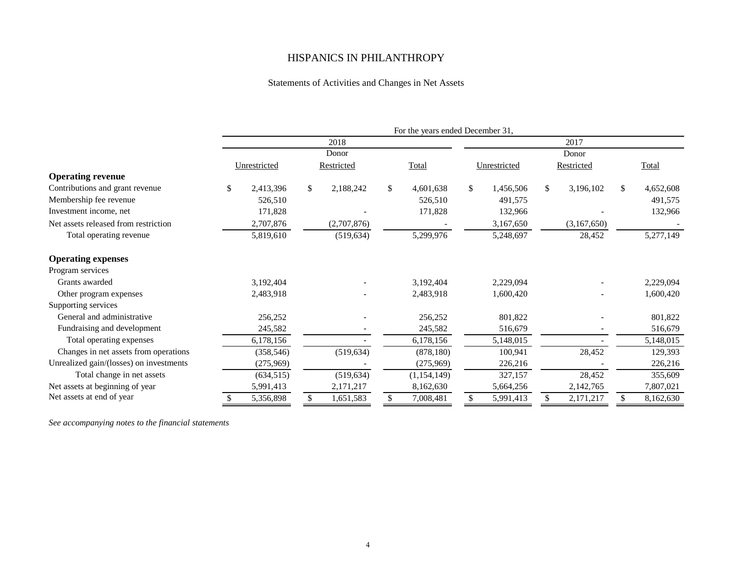# HISPANICS IN PHILANTHROPY

## Statements of Activities and Changes in Net Assets

| | For the years ended December 31, | | | | | |
|---|---|---|---|---|---|---|
| | 2018 | | | 2017 | | |
| | Unrestricted | Donor Restricted | Total | Unrestricted | Donor Restricted | Total |
| **Operating revenue** | | | | | | |
| Contributions and grant revenue | $ 2,413,396 | $ 2,188,242 | $ 4,601,638 | $ 1,456,506 | $ 3,196,102 | $ 4,652,608 |
| Membership fee revenue | 526,510 | | 526,510 | 491,575 | | 491,575 |
| Investment income, net | 171,828 | - | 171,828 | 132,966 | - | 132,966 |
| Net assets released from restriction | 2,707,876 | (2,707,876) | - | 3,167,650 | (3,167,650) | - |
| Total operating revenue | 5,819,610 | (519,634) | 5,299,976 | 5,248,697 | 28,452 | 5,277,149 |
| **Operating expenses** | | | | | | |
| Program services | | | | | | |
| Grants awarded | 3,192,404 | - | 3,192,404 | 2,229,094 | - | 2,229,094 |
| Other program expenses | 2,483,918 | - | 2,483,918 | 1,600,420 | - | 1,600,420 |
| Supporting services | | | | | | |
| General and administrative | 256,252 | - | 256,252 | 801,822 | - | 801,822 |
| Fundraising and development | 245,582 | - | 245,582 | 516,679 | - | 516,679 |
| Total operating expenses | 6,178,156 | - | 6,178,156 | 5,148,015 | - | 5,148,015 |
| Changes in net assets from operations | (358,546) | (519,634) | (878,180) | 100,941 | 28,452 | 129,393 |
| Unrealized gain/(losses) on investments | (275,969) | - | (275,969) | 226,216 | - | 226,216 |
| Total change in net assets | (634,515) | (519,634) | (1,154,149) | 327,157 | 28,452 | 355,609 |
| Net assets at beginning of year | 5,991,413 | 2,171,217 | 8,162,630 | 5,664,256 | 2,142,765 | 7,807,021 |
| Net assets at end of year | $ 5,356,898 | $ 1,651,583 | $ 7,008,481 | $ 5,991,413 | $ 2,171,217 | $ 8,162,630 |

*See accompanying notes to the financial statements*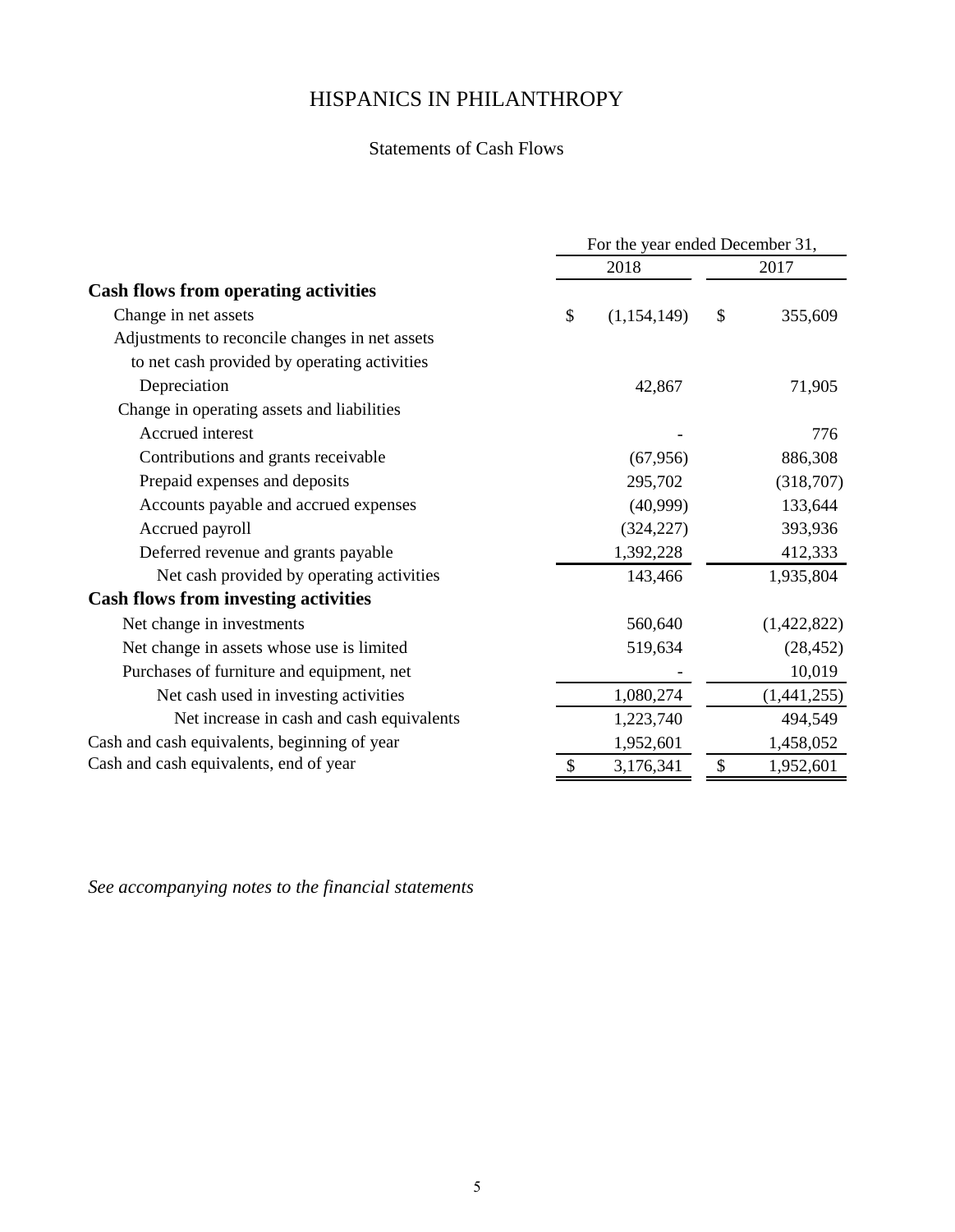# HISPANICS IN PHILANTHROPY

## Statements of Cash Flows

| | For the year ended December 31, | |
|---|---|---|
| | 2018 | 2017 |
| **Cash flows from operating activities** | | |
| Change in net assets | $ (1,154,149) | $ 355,609 |
| Adjustments to reconcile changes in net assets to net cash provided by operating activities | | |
| Depreciation | 42,867 | 71,905 |
| Change in operating assets and liabilities | | |
| Accrued interest | - | 776 |
| Contributions and grants receivable | (67,956) | 886,308 |
| Prepaid expenses and deposits | 295,702 | (318,707) |
| Accounts payable and accrued expenses | (40,999) | 133,644 |
| Accrued payroll | (324,227) | 393,936 |
| Deferred revenue and grants payable | 1,392,228 | 412,333 |
| Net cash provided by operating activities | 143,466 | 1,935,804 |
| **Cash flows from investing activities** | | |
| Net change in investments | 560,640 | (1,422,822) |
| Net change in assets whose use is limited | 519,634 | (28,452) |
| Purchases of furniture and equipment, net | - | 10,019 |
| Net cash used in investing activities | 1,080,274 | (1,441,255) |
| Net increase in cash and cash equivalents | 1,223,740 | 494,549 |
| Cash and cash equivalents, beginning of year | 1,952,601 | 1,458,052 |
| Cash and cash equivalents, end of year | $ 3,176,341 | $ 1,952,601 |

*See accompanying notes to the financial statements*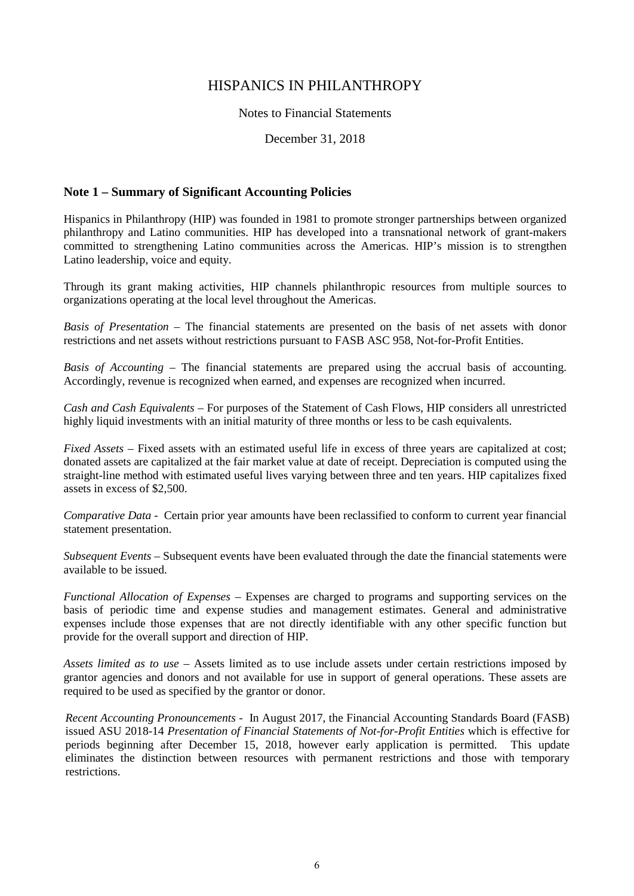# HISPANICS IN PHILANTHROPY

Notes to Financial Statements

December 31, 2018

## Note 1 – Summary of Significant Accounting Policies

Hispanics in Philanthropy (HIP) was founded in 1981 to promote stronger partnerships between organized philanthropy and Latino communities. HIP has developed into a transnational network of grant-makers committed to strengthening Latino communities across the Americas. HIP's mission is to strengthen Latino leadership, voice and equity.

Through its grant making activities, HIP channels philanthropic resources from multiple sources to organizations operating at the local level throughout the Americas.

*Basis of Presentation* – The financial statements are presented on the basis of net assets with donor restrictions and net assets without restrictions pursuant to FASB ASC 958, Not-for-Profit Entities.

*Basis of Accounting* – The financial statements are prepared using the accrual basis of accounting. Accordingly, revenue is recognized when earned, and expenses are recognized when incurred.

*Cash and Cash Equivalents* – For purposes of the Statement of Cash Flows, HIP considers all unrestricted highly liquid investments with an initial maturity of three months or less to be cash equivalents.

*Fixed Assets* – Fixed assets with an estimated useful life in excess of three years are capitalized at cost; donated assets are capitalized at the fair market value at date of receipt. Depreciation is computed using the straight-line method with estimated useful lives varying between three and ten years. HIP capitalizes fixed assets in excess of $2,500.

*Comparative Data* - Certain prior year amounts have been reclassified to conform to current year financial statement presentation.

*Subsequent Events* – Subsequent events have been evaluated through the date the financial statements were available to be issued.

*Functional Allocation of Expenses* – Expenses are charged to programs and supporting services on the basis of periodic time and expense studies and management estimates. General and administrative expenses include those expenses that are not directly identifiable with any other specific function but provide for the overall support and direction of HIP.

*Assets limited as to use* – Assets limited as to use include assets under certain restrictions imposed by grantor agencies and donors and not available for use in support of general operations. These assets are required to be used as specified by the grantor or donor.

*Recent Accounting Pronouncements* - In August 2017, the Financial Accounting Standards Board (FASB) issued ASU 2018-14 *Presentation of Financial Statements of Not-for-Profit Entities* which is effective for periods beginning after December 15, 2018, however early application is permitted. This update eliminates the distinction between resources with permanent restrictions and those with temporary restrictions.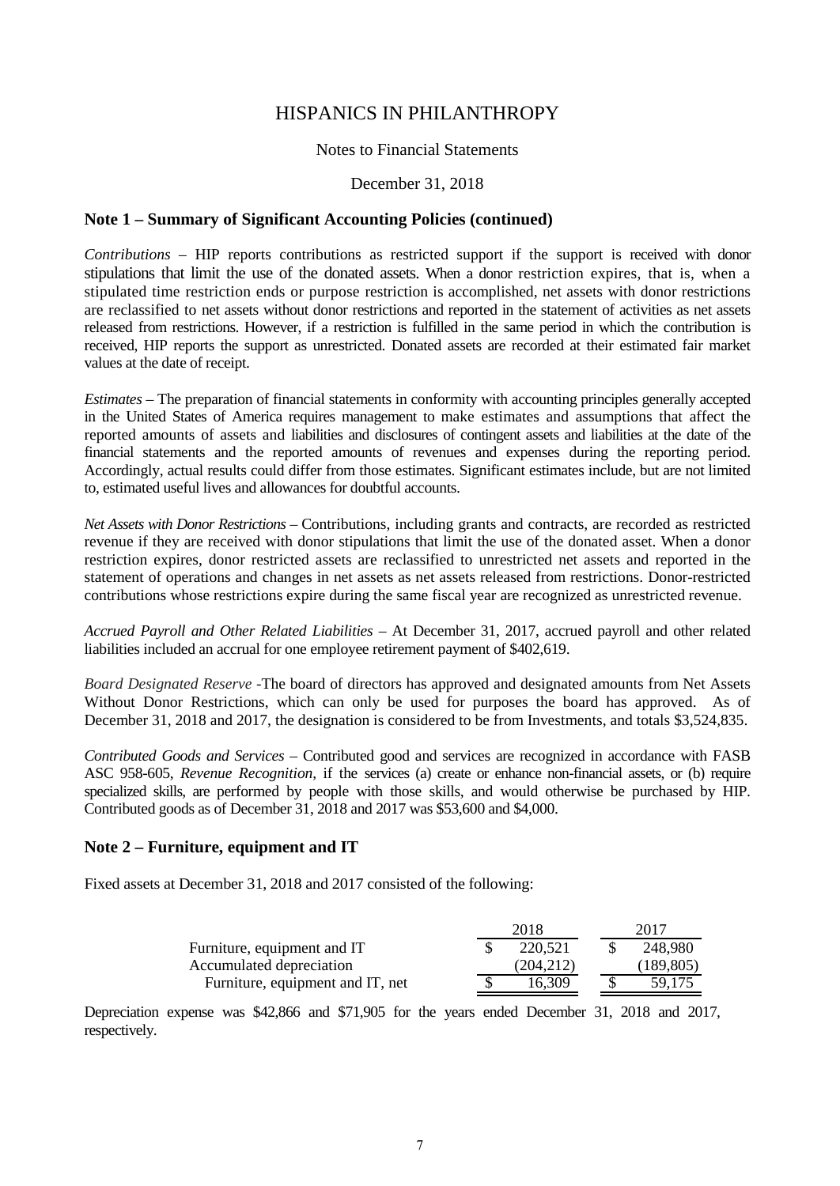# HISPANICS IN PHILANTHROPY

Notes to Financial Statements

December 31, 2018

## Note 1 – Summary of Significant Accounting Policies (continued)

*Contributions* – HIP reports contributions as restricted support if the support is received with donor stipulations that limit the use of the donated assets. When a donor restriction expires, that is, when a stipulated time restriction ends or purpose restriction is accomplished, net assets with donor restrictions are reclassified to net assets without donor restrictions and reported in the statement of activities as net assets released from restrictions. However, if a restriction is fulfilled in the same period in which the contribution is received, HIP reports the support as unrestricted. Donated assets are recorded at their estimated fair market values at the date of receipt.

*Estimates* – The preparation of financial statements in conformity with accounting principles generally accepted in the United States of America requires management to make estimates and assumptions that affect the reported amounts of assets and liabilities and disclosures of contingent assets and liabilities at the date of the financial statements and the reported amounts of revenues and expenses during the reporting period. Accordingly, actual results could differ from those estimates. Significant estimates include, but are not limited to, estimated useful lives and allowances for doubtful accounts.

*Net Assets with Donor Restrictions* – Contributions, including grants and contracts, are recorded as restricted revenue if they are received with donor stipulations that limit the use of the donated asset. When a donor restriction expires, donor restricted assets are reclassified to unrestricted net assets and reported in the statement of operations and changes in net assets as net assets released from restrictions. Donor-restricted contributions whose restrictions expire during the same fiscal year are recognized as unrestricted revenue.

*Accrued Payroll and Other Related Liabilities* – At December 31, 2017, accrued payroll and other related liabilities included an accrual for one employee retirement payment of $402,619.

*Board Designated Reserve* -The board of directors has approved and designated amounts from Net Assets Without Donor Restrictions, which can only be used for purposes the board has approved. As of December 31, 2018 and 2017, the designation is considered to be from Investments, and totals $3,524,835.

*Contributed Goods and Services* – Contributed good and services are recognized in accordance with FASB ASC 958-605, *Revenue Recognition*, if the services (a) create or enhance non-financial assets, or (b) require specialized skills, are performed by people with those skills, and would otherwise be purchased by HIP. Contributed goods as of December 31, 2018 and 2017 was $53,600 and $4,000.

## Note 2 – Furniture, equipment and IT

Fixed assets at December 31, 2018 and 2017 consisted of the following:

| | 2018 | 2017 |
|---|---|---|
| Furniture, equipment and IT | $ 220,521 | $ 248,980 |
| Accumulated depreciation | (204,212) | (189,805) |
| Furniture, equipment and IT, net | $ 16,309 | $ 59,175 |

Depreciation expense was $42,866 and $71,905 for the years ended December 31, 2018 and 2017, respectively.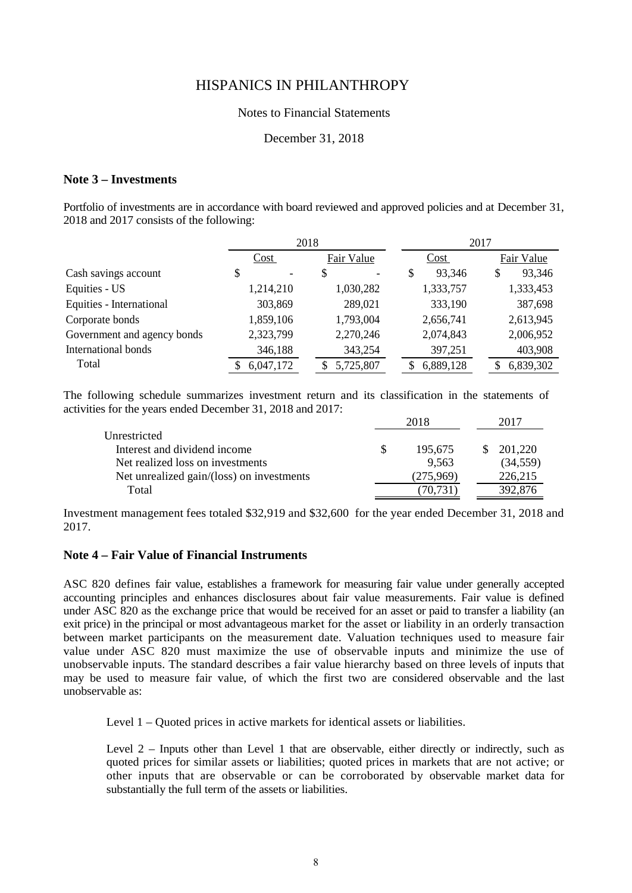# HISPANICS IN PHILANTHROPY

Notes to Financial Statements

December 31, 2018

## Note 3 – Investments

Portfolio of investments are in accordance with board reviewed and approved policies and at December 31, 2018 and 2017 consists of the following:

| | 2018 | | 2017 | |
|---|---|---|---|---|
| | Cost | Fair Value | Cost | Fair Value |
| Cash savings account | $ - | $ - | $ 93,346 | $ 93,346 |
| Equities - US | 1,214,210 | 1,030,282 | 1,333,757 | 1,333,453 |
| Equities - International | 303,869 | 289,021 | 333,190 | 387,698 |
| Corporate bonds | 1,859,106 | 1,793,004 | 2,656,741 | 2,613,945 |
| Government and agency bonds | 2,323,799 | 2,270,246 | 2,074,843 | 2,006,952 |
| International bonds | 346,188 | 343,254 | 397,251 | 403,908 |
| Total | $ 6,047,172 | $ 5,725,807 | $ 6,889,128 | $ 6,839,302 |

The following schedule summarizes investment return and its classification in the statements of activities for the years ended December 31, 2018 and 2017:

| | 2018 | 2017 |
|---|---|---|
| Unrestricted | | |
| Interest and dividend income | $ 195,675 | $ 201,220 |
| Net realized loss on investments | 9,563 | (34,559) |
| Net unrealized gain/(loss) on investments | (275,969) | 226,215 |
| Total | (70,731) | 392,876 |

Investment management fees totaled $32,919 and $32,600 for the year ended December 31, 2018 and 2017.

## Note 4 – Fair Value of Financial Instruments

ASC 820 defines fair value, establishes a framework for measuring fair value under generally accepted accounting principles and enhances disclosures about fair value measurements. Fair value is defined under ASC 820 as the exchange price that would be received for an asset or paid to transfer a liability (an exit price) in the principal or most advantageous market for the asset or liability in an orderly transaction between market participants on the measurement date. Valuation techniques used to measure fair value under ASC 820 must maximize the use of observable inputs and minimize the use of unobservable inputs. The standard describes a fair value hierarchy based on three levels of inputs that may be used to measure fair value, of which the first two are considered observable and the last unobservable as:

Level 1 – Quoted prices in active markets for identical assets or liabilities.

Level 2 – Inputs other than Level 1 that are observable, either directly or indirectly, such as quoted prices for similar assets or liabilities; quoted prices in markets that are not active; or other inputs that are observable or can be corroborated by observable market data for substantially the full term of the assets or liabilities.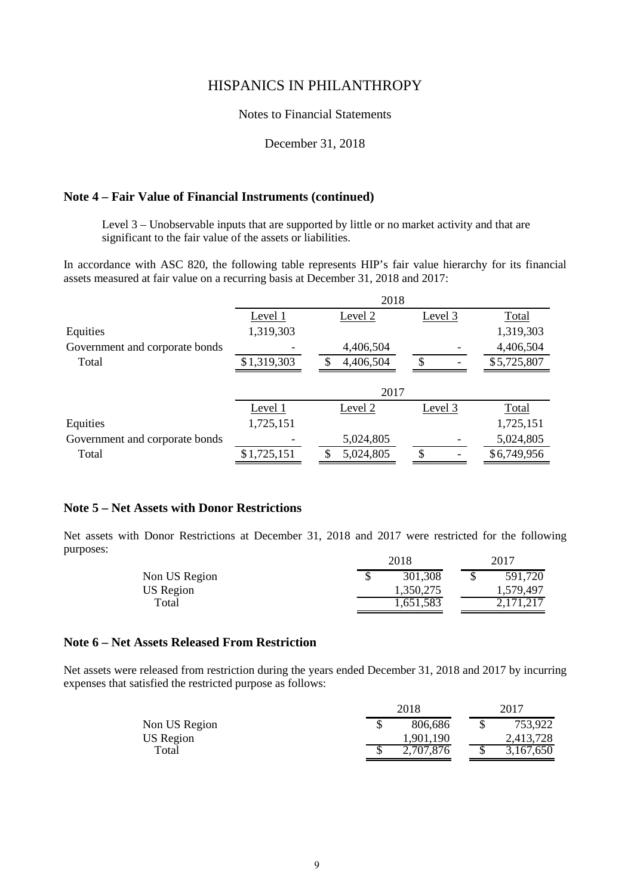# HISPANICS IN PHILANTHROPY

Notes to Financial Statements

December 31, 2018

## Note 4 – Fair Value of Financial Instruments (continued)

Level 3 – Unobservable inputs that are supported by little or no market activity and that are significant to the fair value of the assets or liabilities.

In accordance with ASC 820, the following table represents HIP's fair value hierarchy for its financial assets measured at fair value on a recurring basis at December 31, 2018 and 2017:

| | 2018 | | | |
|---|---|---|---|---|
| | Level 1 | Level 2 | Level 3 | Total |
| Equities | 1,319,303 | | | 1,319,303 |
| Government and corporate bonds | - | 4,406,504 | - | 4,406,504 |
| Total | $1,319,303 | $ 4,406,504 | $ - | $5,725,807 |

| | 2017 | | | |
|---|---|---|---|---|
| | Level 1 | Level 2 | Level 3 | Total |
| Equities | 1,725,151 | | | 1,725,151 |
| Government and corporate bonds | - | 5,024,805 | - | 5,024,805 |
| Total | $1,725,151 | $ 5,024,805 | $ - | $6,749,956 |

## Note 5 – Net Assets with Donor Restrictions

Net assets with Donor Restrictions at December 31, 2018 and 2017 were restricted for the following purposes:

| | 2018 | 2017 |
|---|---|---|
| Non US Region | $ 301,308 | $ 591,720 |
| US Region | 1,350,275 | 1,579,497 |
| Total | 1,651,583 | 2,171,217 |

## Note 6 – Net Assets Released From Restriction

Net assets were released from restriction during the years ended December 31, 2018 and 2017 by incurring expenses that satisfied the restricted purpose as follows:

| | 2018 | 2017 |
|---|---|---|
| Non US Region | $ 806,686 | $ 753,922 |
| US Region | 1,901,190 | 2,413,728 |
| Total | $ 2,707,876 | $ 3,167,650 |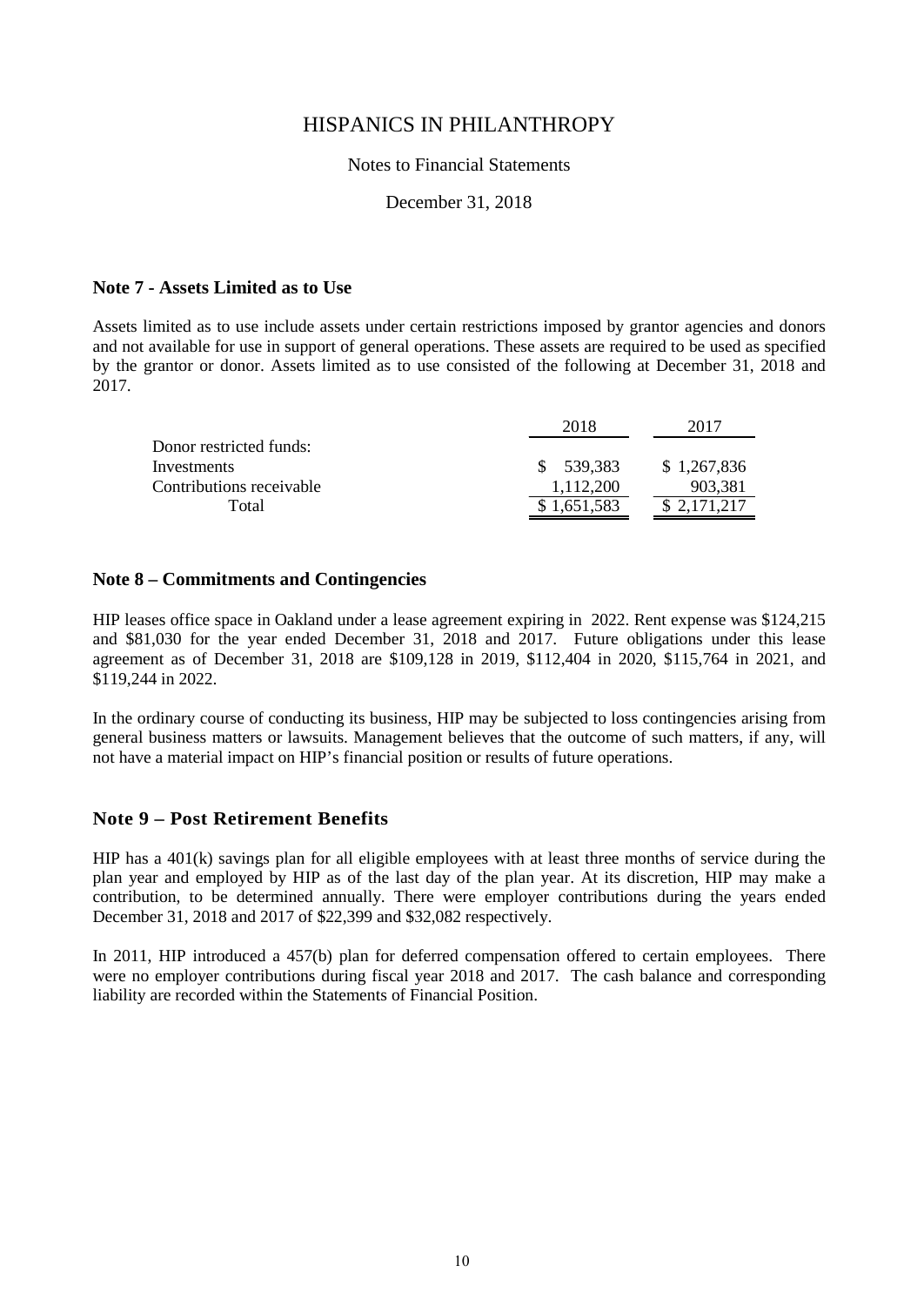# HISPANICS IN PHILANTHROPY

Notes to Financial Statements

December 31, 2018

## Note 7 - Assets Limited as to Use

Assets limited as to use include assets under certain restrictions imposed by grantor agencies and donors and not available for use in support of general operations. These assets are required to be used as specified by the grantor or donor. Assets limited as to use consisted of the following at December 31, 2018 and 2017.

| | 2018 | 2017 |
|---|---|---|
| Donor restricted funds: | | |
| Investments | $ 539,383 | $ 1,267,836 |
| Contributions receivable | 1,112,200 | 903,381 |
| Total | $ 1,651,583 | $ 2,171,217 |

## Note 8 – Commitments and Contingencies

HIP leases office space in Oakland under a lease agreement expiring in 2022. Rent expense was $124,215 and $81,030 for the year ended December 31, 2018 and 2017. Future obligations under this lease agreement as of December 31, 2018 are $109,128 in 2019, $112,404 in 2020, $115,764 in 2021, and $119,244 in 2022.

In the ordinary course of conducting its business, HIP may be subjected to loss contingencies arising from general business matters or lawsuits. Management believes that the outcome of such matters, if any, will not have a material impact on HIP's financial position or results of future operations.

## Note 9 – Post Retirement Benefits

HIP has a 401(k) savings plan for all eligible employees with at least three months of service during the plan year and employed by HIP as of the last day of the plan year. At its discretion, HIP may make a contribution, to be determined annually. There were employer contributions during the years ended December 31, 2018 and 2017 of $22,399 and $32,082 respectively.

In 2011, HIP introduced a 457(b) plan for deferred compensation offered to certain employees. There were no employer contributions during fiscal year 2018 and 2017. The cash balance and corresponding liability are recorded within the Statements of Financial Position.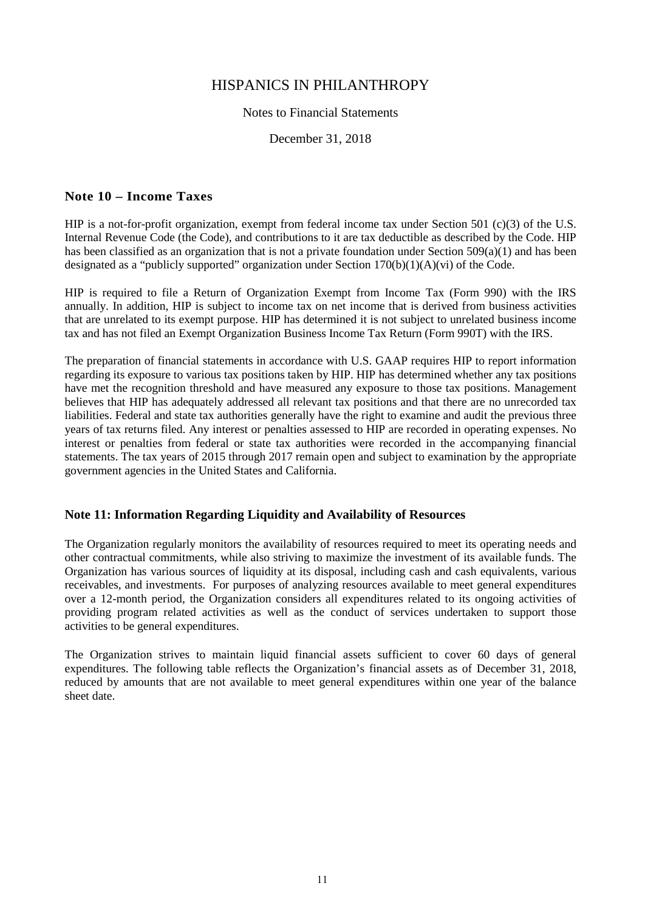# HISPANICS IN PHILANTHROPY

Notes to Financial Statements

December 31, 2018

## Note 10 – Income Taxes

HIP is a not-for-profit organization, exempt from federal income tax under Section 501 (c)(3) of the U.S. Internal Revenue Code (the Code), and contributions to it are tax deductible as described by the Code. HIP has been classified as an organization that is not a private foundation under Section 509(a)(1) and has been designated as a "publicly supported" organization under Section 170(b)(1)(A)(vi) of the Code.

HIP is required to file a Return of Organization Exempt from Income Tax (Form 990) with the IRS annually. In addition, HIP is subject to income tax on net income that is derived from business activities that are unrelated to its exempt purpose. HIP has determined it is not subject to unrelated business income tax and has not filed an Exempt Organization Business Income Tax Return (Form 990T) with the IRS.

The preparation of financial statements in accordance with U.S. GAAP requires HIP to report information regarding its exposure to various tax positions taken by HIP. HIP has determined whether any tax positions have met the recognition threshold and have measured any exposure to those tax positions. Management believes that HIP has adequately addressed all relevant tax positions and that there are no unrecorded tax liabilities. Federal and state tax authorities generally have the right to examine and audit the previous three years of tax returns filed. Any interest or penalties assessed to HIP are recorded in operating expenses. No interest or penalties from federal or state tax authorities were recorded in the accompanying financial statements. The tax years of 2015 through 2017 remain open and subject to examination by the appropriate government agencies in the United States and California.

## Note 11: Information Regarding Liquidity and Availability of Resources

The Organization regularly monitors the availability of resources required to meet its operating needs and other contractual commitments, while also striving to maximize the investment of its available funds. The Organization has various sources of liquidity at its disposal, including cash and cash equivalents, various receivables, and investments. For purposes of analyzing resources available to meet general expenditures over a 12-month period, the Organization considers all expenditures related to its ongoing activities of providing program related activities as well as the conduct of services undertaken to support those activities to be general expenditures.

The Organization strives to maintain liquid financial assets sufficient to cover 60 days of general expenditures. The following table reflects the Organization's financial assets as of December 31, 2018, reduced by amounts that are not available to meet general expenditures within one year of the balance sheet date.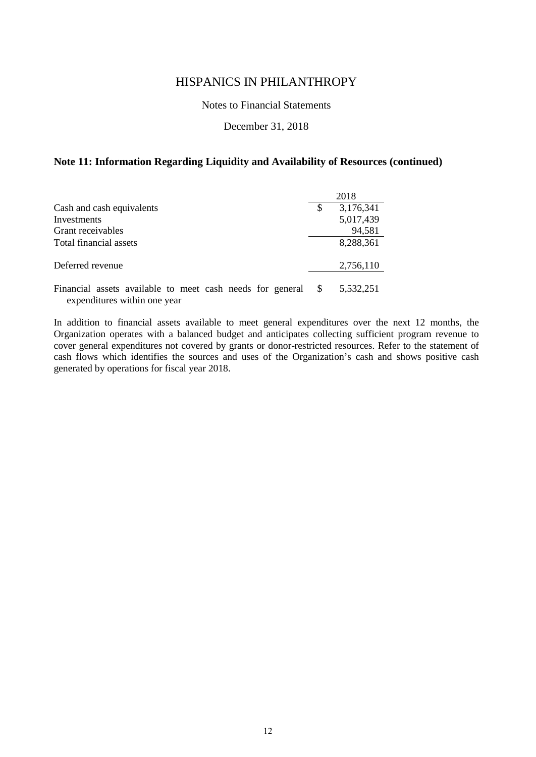# HISPANICS IN PHILANTHROPY

Notes to Financial Statements

December 31, 2018

## Note 11: Information Regarding Liquidity and Availability of Resources (continued)

| | 2018 |
|---|---|
| Cash and cash equivalents | $ 3,176,341 |
| Investments | 5,017,439 |
| Grant receivables | 94,581 |
| Total financial assets | 8,288,361 |
| Deferred revenue | 2,756,110 |
| Financial assets available to meet cash needs for general expenditures within one year | $ 5,532,251 |

In addition to financial assets available to meet general expenditures over the next 12 months, the Organization operates with a balanced budget and anticipates collecting sufficient program revenue to cover general expenditures not covered by grants or donor-restricted resources. Refer to the statement of cash flows which identifies the sources and uses of the Organization's cash and shows positive cash generated by operations for fiscal year 2018.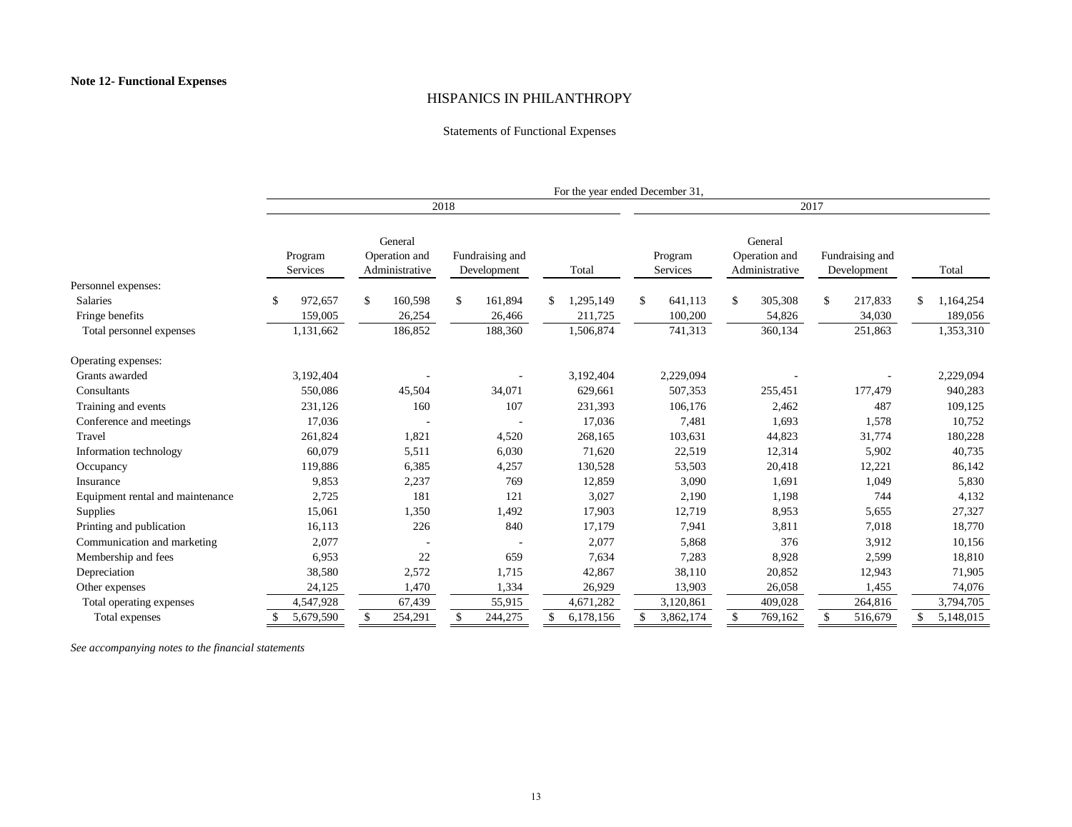**Note 12- Functional Expenses**

## HISPANICS IN PHILANTHROPY

### Statements of Functional Expenses

| | For the year ended December 31, | | | | | | | |
|---|---|---|---|---|---|---|---|---|
| | 2018 | | | | 2017 | | | |
| | Program Services | General Operation and Administrative | Fundraising and Development | Total | Program Services | General Operation and Administrative | Fundraising and Development | Total |
| Personnel expenses: | | | | | | | | |
| Salaries | $ 972,657 | $ 160,598 | $ 161,894 | $ 1,295,149 | $ 641,113 | $ 305,308 | $ 217,833 | $ 1,164,254 |
| Fringe benefits | 159,005 | 26,254 | 26,466 | 211,725 | 100,200 | 54,826 | 34,030 | 189,056 |
| Total personnel expenses | 1,131,662 | 186,852 | 188,360 | 1,506,874 | 741,313 | 360,134 | 251,863 | 1,353,310 |
| Operating expenses: | | | | | | | | |
| Grants awarded | 3,192,404 | - | - | 3,192,404 | 2,229,094 | - | - | 2,229,094 |
| Consultants | 550,086 | 45,504 | 34,071 | 629,661 | 507,353 | 255,451 | 177,479 | 940,283 |
| Training and events | 231,126 | 160 | 107 | 231,393 | 106,176 | 2,462 | 487 | 109,125 |
| Conference and meetings | 17,036 | - | - | 17,036 | 7,481 | 1,693 | 1,578 | 10,752 |
| Travel | 261,824 | 1,821 | 4,520 | 268,165 | 103,631 | 44,823 | 31,774 | 180,228 |
| Information technology | 60,079 | 5,511 | 6,030 | 71,620 | 22,519 | 12,314 | 5,902 | 40,735 |
| Occupancy | 119,886 | 6,385 | 4,257 | 130,528 | 53,503 | 20,418 | 12,221 | 86,142 |
| Insurance | 9,853 | 2,237 | 769 | 12,859 | 3,090 | 1,691 | 1,049 | 5,830 |
| Equipment rental and maintenance | 2,725 | 181 | 121 | 3,027 | 2,190 | 1,198 | 744 | 4,132 |
| Supplies | 15,061 | 1,350 | 1,492 | 17,903 | 12,719 | 8,953 | 5,655 | 27,327 |
| Printing and publication | 16,113 | 226 | 840 | 17,179 | 7,941 | 3,811 | 7,018 | 18,770 |
| Communication and marketing | 2,077 | - | - | 2,077 | 5,868 | 376 | 3,912 | 10,156 |
| Membership and fees | 6,953 | 22 | 659 | 7,634 | 7,283 | 8,928 | 2,599 | 18,810 |
| Depreciation | 38,580 | 2,572 | 1,715 | 42,867 | 38,110 | 20,852 | 12,943 | 71,905 |
| Other expenses | 24,125 | 1,470 | 1,334 | 26,929 | 13,903 | 26,058 | 1,455 | 74,076 |
| Total operating expenses | 4,547,928 | 67,439 | 55,915 | 4,671,282 | 3,120,861 | 409,028 | 264,816 | 3,794,705 |
| Total expenses | $ 5,679,590 | $ 254,291 | $ 244,275 | $ 6,178,156 | $ 3,862,174 | $ 769,162 | $ 516,679 | $ 5,148,015 |

*See accompanying notes to the financial statements*